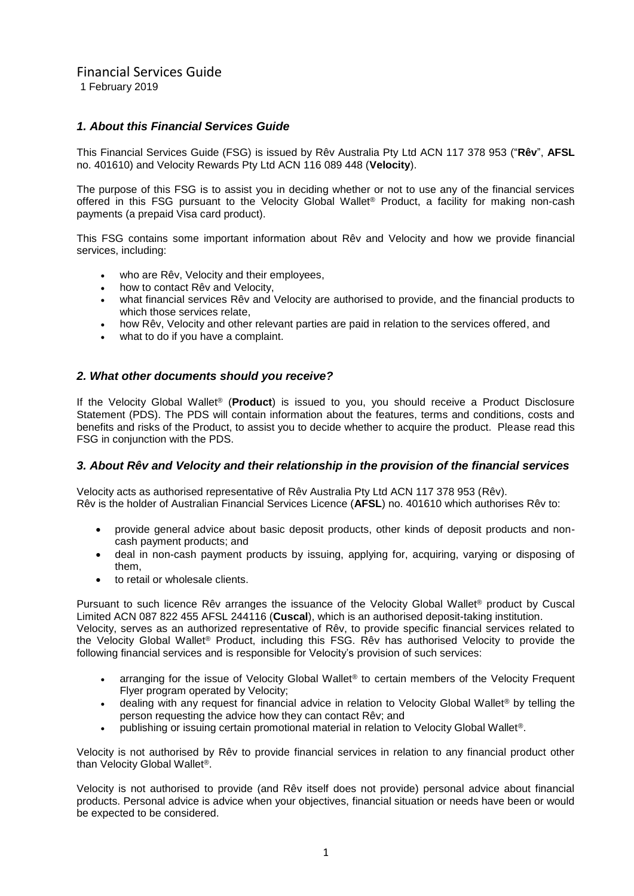# Financial Services Guide

1 February 2019

## *1. About this Financial Services Guide*

This Financial Services Guide (FSG) is issued by Rêv Australia Pty Ltd ACN 117 378 953 ("**Rêv**", **AFSL** no. 401610) and Velocity Rewards Pty Ltd ACN 116 089 448 (**Velocity**).

The purpose of this FSG is to assist you in deciding whether or not to use any of the financial services offered in this FSG pursuant to the Velocity Global Wallet® Product, a facility for making non-cash payments (a prepaid Visa card product).

This FSG contains some important information about Rêv and Velocity and how we provide financial services, including:

- who are Rêv, Velocity and their employees,
- how to contact Rêv and Velocity,
- what financial services Rêv and Velocity are authorised to provide, and the financial products to which those services relate,
- how Rêv, Velocity and other relevant parties are paid in relation to the services offered, and
- what to do if you have a complaint.

## *2. What other documents should you receive?*

If the Velocity Global Wallet® (**Product**) is issued to you, you should receive a Product Disclosure Statement (PDS). The PDS will contain information about the features, terms and conditions, costs and benefits and risks of the Product, to assist you to decide whether to acquire the product. Please read this FSG in conjunction with the PDS.

## *3. About Rêv and Velocity and their relationship in the provision of the financial services*

Velocity acts as authorised representative of Rêv Australia Pty Ltd ACN 117 378 953 (Rêv).
Rêv is the holder of Australian Financial Services Licence (**AFSL**) no. 401610 which authorises Rêv to:

- provide general advice about basic deposit products, other kinds of deposit products and non-cash payment products; and
- deal in non-cash payment products by issuing, applying for, acquiring, varying or disposing of them,
- to retail or wholesale clients.

Pursuant to such licence Rêv arranges the issuance of the Velocity Global Wallet® product by Cuscal Limited ACN 087 822 455 AFSL 244116 (**Cuscal**), which is an authorised deposit-taking institution.
Velocity, serves as an authorized representative of Rêv, to provide specific financial services related to the Velocity Global Wallet® Product, including this FSG. Rêv has authorised Velocity to provide the following financial services and is responsible for Velocity's provision of such services:

- arranging for the issue of Velocity Global Wallet® to certain members of the Velocity Frequent Flyer program operated by Velocity;
- dealing with any request for financial advice in relation to Velocity Global Wallet® by telling the person requesting the advice how they can contact Rêv; and
- publishing or issuing certain promotional material in relation to Velocity Global Wallet®.

Velocity is not authorised by Rêv to provide financial services in relation to any financial product other than Velocity Global Wallet®.

Velocity is not authorised to provide (and Rêv itself does not provide) personal advice about financial products. Personal advice is advice when your objectives, financial situation or needs have been or would be expected to be considered.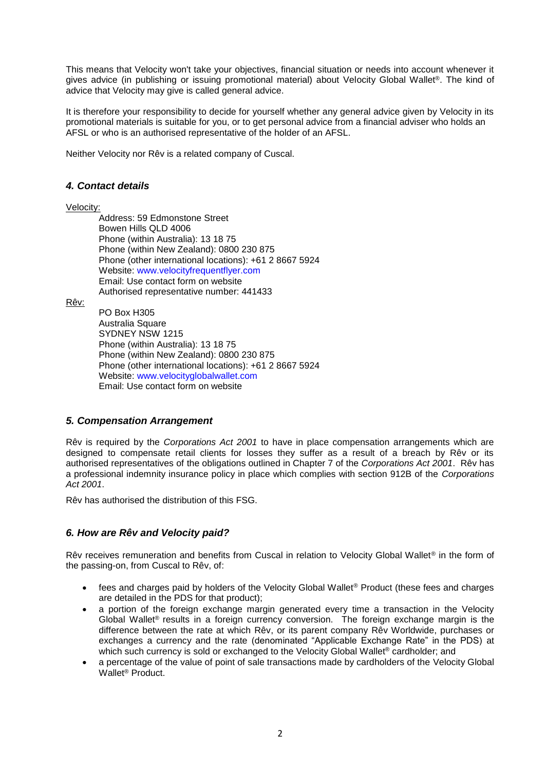This means that Velocity won't take your objectives, financial situation or needs into account whenever it gives advice (in publishing or issuing promotional material) about Velocity Global Wallet®. The kind of advice that Velocity may give is called general advice.

It is therefore your responsibility to decide for yourself whether any general advice given by Velocity in its promotional materials is suitable for you, or to get personal advice from a financial adviser who holds an AFSL or who is an authorised representative of the holder of an AFSL.

Neither Velocity nor Rêv is a related company of Cuscal.

### *4. Contact details*

Velocity:

Address: 59 Edmonstone Street
Bowen Hills QLD 4006
Phone (within Australia): 13 18 75
Phone (within New Zealand): 0800 230 875
Phone (other international locations): +61 2 8667 5924
Website: www.velocityfrequentflyer.com
Email: Use contact form on website
Authorised representative number: 441433

Rêv:

PO Box H305
Australia Square
SYDNEY NSW 1215
Phone (within Australia): 13 18 75
Phone (within New Zealand): 0800 230 875
Phone (other international locations): +61 2 8667 5924
Website: www.velocityglobalwallet.com
Email: Use contact form on website

### *5. Compensation Arrangement*

Rêv is required by the *Corporations Act 2001* to have in place compensation arrangements which are designed to compensate retail clients for losses they suffer as a result of a breach by Rêv or its authorised representatives of the obligations outlined in Chapter 7 of the *Corporations Act 2001*. Rêv has a professional indemnity insurance policy in place which complies with section 912B of the *Corporations Act 2001*.

Rêv has authorised the distribution of this FSG.

### *6. How are Rêv and Velocity paid?*

Rêv receives remuneration and benefits from Cuscal in relation to Velocity Global Wallet® in the form of the passing-on, from Cuscal to Rêv, of:

- fees and charges paid by holders of the Velocity Global Wallet® Product (these fees and charges are detailed in the PDS for that product);
- a portion of the foreign exchange margin generated every time a transaction in the Velocity Global Wallet® results in a foreign currency conversion. The foreign exchange margin is the difference between the rate at which Rêv, or its parent company Rêv Worldwide, purchases or exchanges a currency and the rate (denominated "Applicable Exchange Rate" in the PDS) at which such currency is sold or exchanged to the Velocity Global Wallet® cardholder; and
- a percentage of the value of point of sale transactions made by cardholders of the Velocity Global Wallet® Product.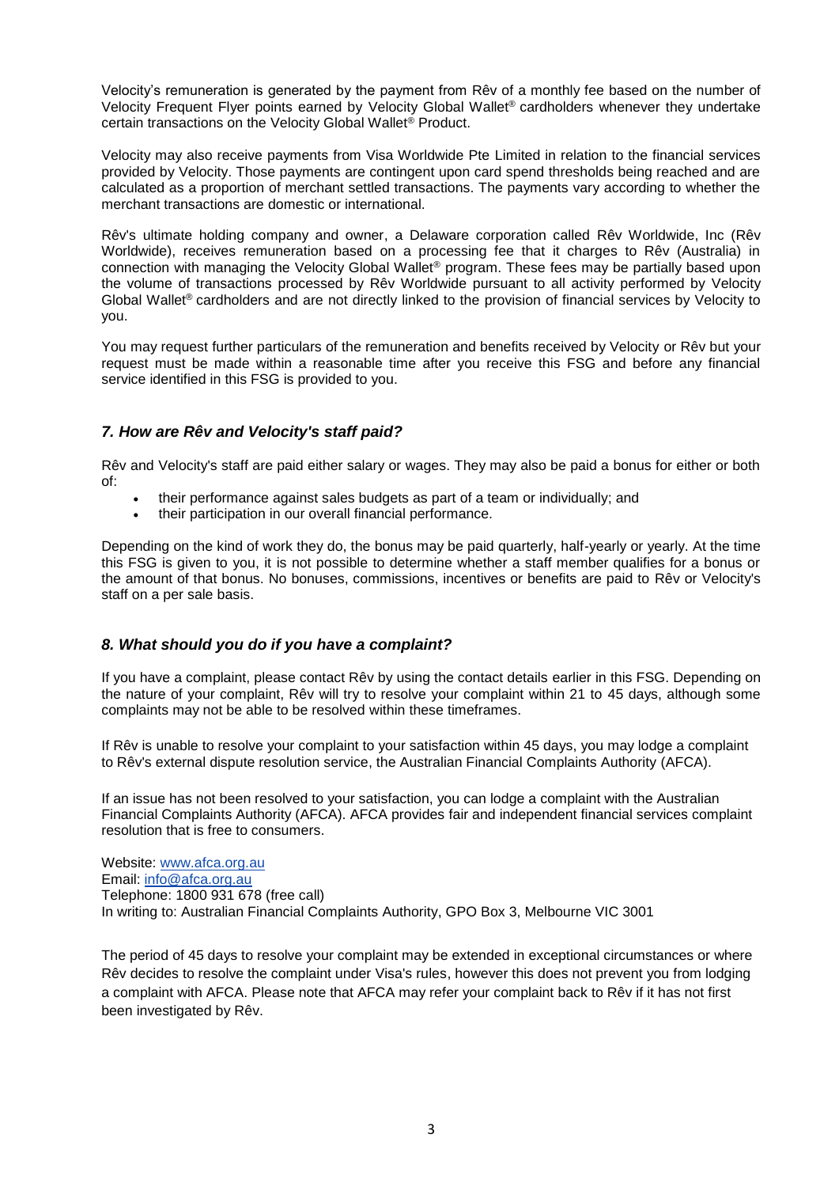Velocity's remuneration is generated by the payment from Rêv of a monthly fee based on the number of Velocity Frequent Flyer points earned by Velocity Global Wallet® cardholders whenever they undertake certain transactions on the Velocity Global Wallet® Product.

Velocity may also receive payments from Visa Worldwide Pte Limited in relation to the financial services provided by Velocity. Those payments are contingent upon card spend thresholds being reached and are calculated as a proportion of merchant settled transactions. The payments vary according to whether the merchant transactions are domestic or international.

Rêv's ultimate holding company and owner, a Delaware corporation called Rêv Worldwide, Inc (Rêv Worldwide), receives remuneration based on a processing fee that it charges to Rêv (Australia) in connection with managing the Velocity Global Wallet® program. These fees may be partially based upon the volume of transactions processed by Rêv Worldwide pursuant to all activity performed by Velocity Global Wallet® cardholders and are not directly linked to the provision of financial services by Velocity to you.

You may request further particulars of the remuneration and benefits received by Velocity or Rêv but your request must be made within a reasonable time after you receive this FSG and before any financial service identified in this FSG is provided to you.

### *7. How are Rêv and Velocity's staff paid?*

Rêv and Velocity's staff are paid either salary or wages. They may also be paid a bonus for either or both of:

- their performance against sales budgets as part of a team or individually; and
- their participation in our overall financial performance.

Depending on the kind of work they do, the bonus may be paid quarterly, half-yearly or yearly. At the time this FSG is given to you, it is not possible to determine whether a staff member qualifies for a bonus or the amount of that bonus. No bonuses, commissions, incentives or benefits are paid to Rêv or Velocity's staff on a per sale basis.

### *8. What should you do if you have a complaint?*

If you have a complaint, please contact Rêv by using the contact details earlier in this FSG. Depending on the nature of your complaint, Rêv will try to resolve your complaint within 21 to 45 days, although some complaints may not be able to be resolved within these timeframes.

If Rêv is unable to resolve your complaint to your satisfaction within 45 days, you may lodge a complaint to Rêv's external dispute resolution service, the Australian Financial Complaints Authority (AFCA).

If an issue has not been resolved to your satisfaction, you can lodge a complaint with the Australian Financial Complaints Authority (AFCA). AFCA provides fair and independent financial services complaint resolution that is free to consumers.

Website: www.afca.org.au
Email: info@afca.org.au
Telephone: 1800 931 678 (free call)
In writing to: Australian Financial Complaints Authority, GPO Box 3, Melbourne VIC 3001

The period of 45 days to resolve your complaint may be extended in exceptional circumstances or where Rêv decides to resolve the complaint under Visa's rules, however this does not prevent you from lodging a complaint with AFCA. Please note that AFCA may refer your complaint back to Rêv if it has not first been investigated by Rêv.